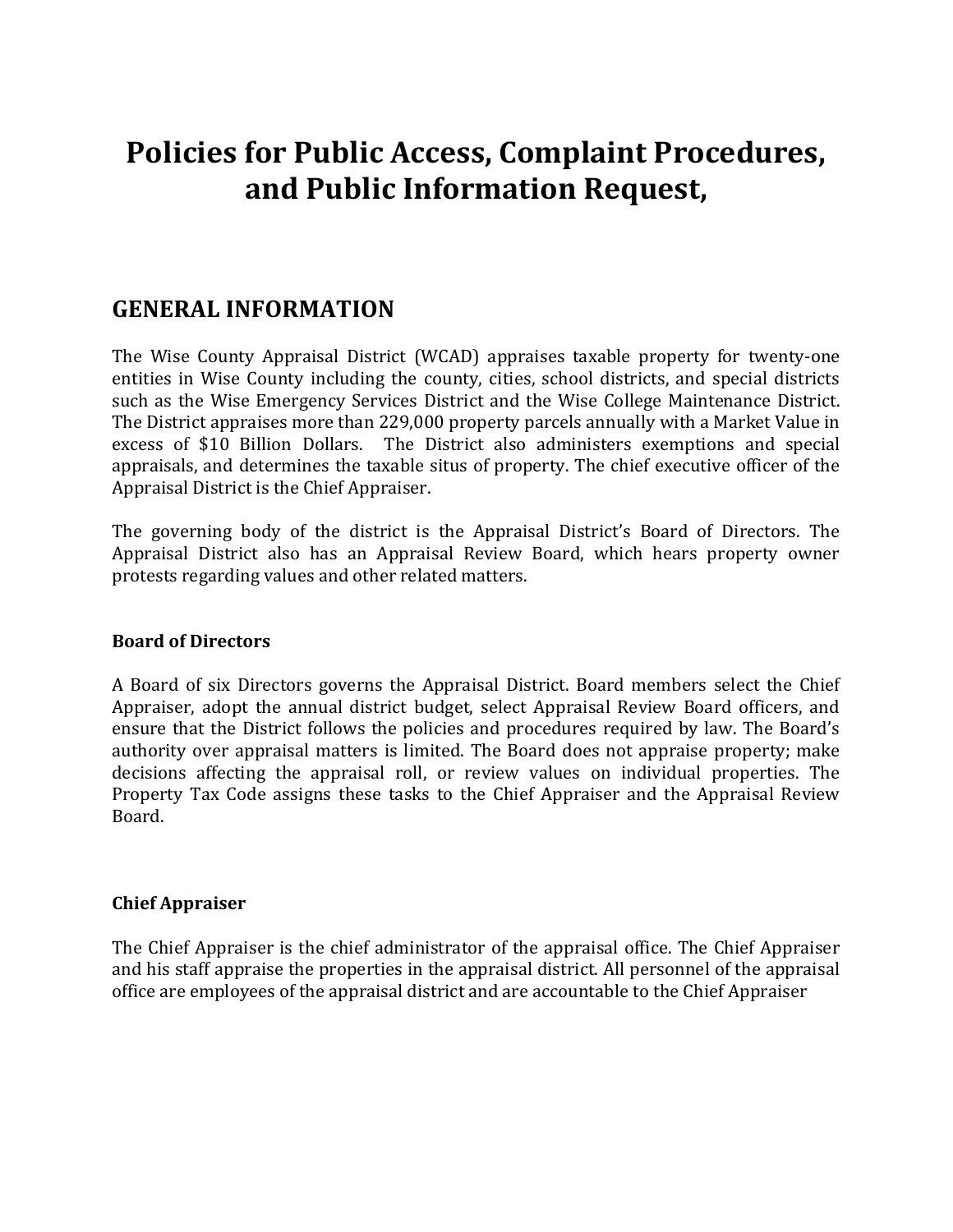# Policies for Public Access, Complaint Procedures, and Public Information Request,

## GENERAL INFORMATION

The Wise County Appraisal District (WCAD) appraises taxable property for twenty-one entities in Wise County including the county, cities, school districts, and special districts such as the Wise Emergency Services District and the Wise College Maintenance District. The District appraises more than 229,000 property parcels annually with a Market Value in excess of $10 Billion Dollars. The District also administers exemptions and special appraisals, and determines the taxable situs of property. The chief executive officer of the Appraisal District is the Chief Appraiser.

The governing body of the district is the Appraisal District's Board of Directors. The Appraisal District also has an Appraisal Review Board, which hears property owner protests regarding values and other related matters.

### Board of Directors

A Board of six Directors governs the Appraisal District. Board members select the Chief Appraiser, adopt the annual district budget, select Appraisal Review Board officers, and ensure that the District follows the policies and procedures required by law. The Board's authority over appraisal matters is limited. The Board does not appraise property; make decisions affecting the appraisal roll, or review values on individual properties. The Property Tax Code assigns these tasks to the Chief Appraiser and the Appraisal Review Board.

### Chief Appraiser

The Chief Appraiser is the chief administrator of the appraisal office. The Chief Appraiser and his staff appraise the properties in the appraisal district. All personnel of the appraisal office are employees of the appraisal district and are accountable to the Chief Appraiser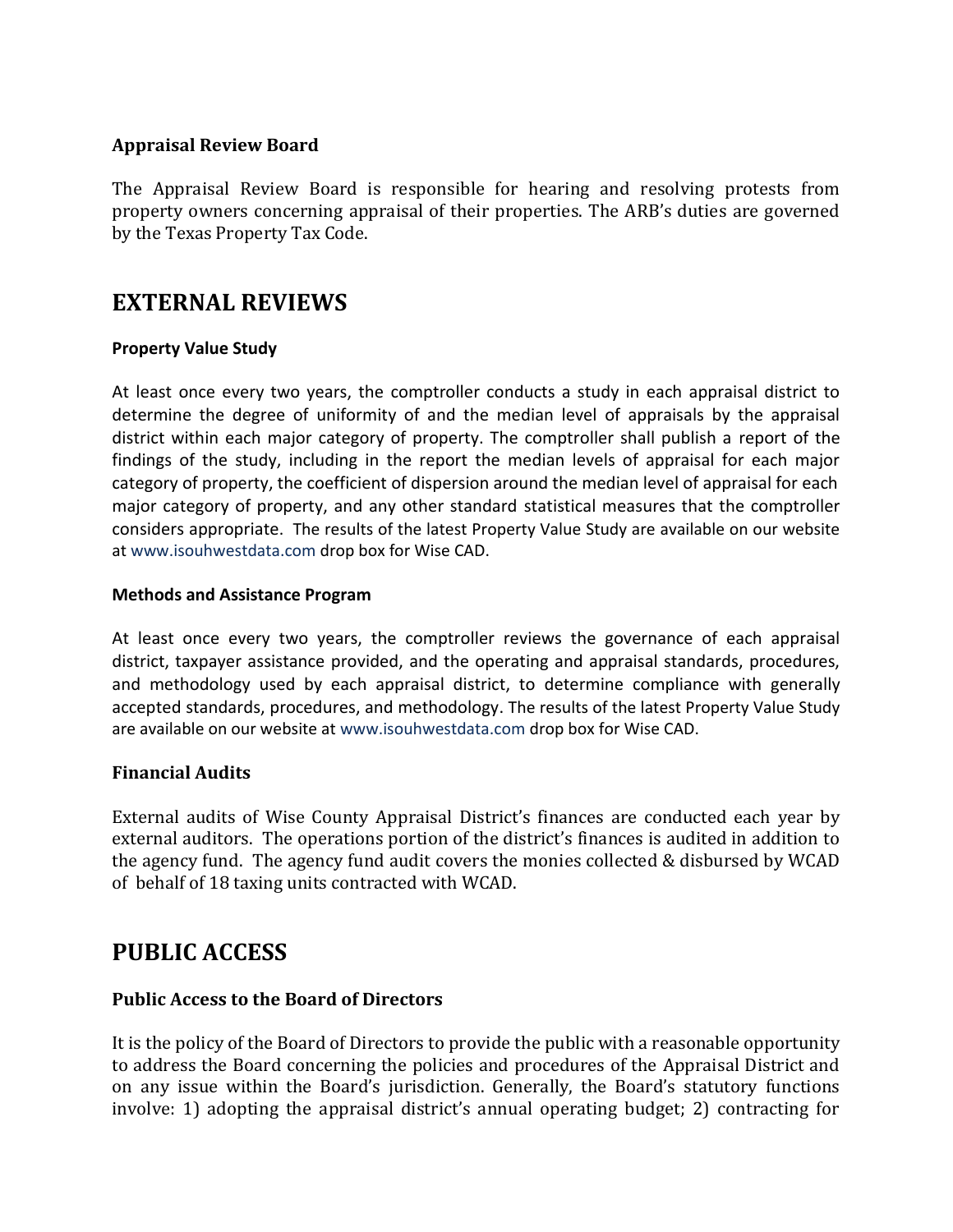**Appraisal Review Board**

The Appraisal Review Board is responsible for hearing and resolving protests from property owners concerning appraisal of their properties. The ARB's duties are governed by the Texas Property Tax Code.

# EXTERNAL REVIEWS

**Property Value Study**

At least once every two years, the comptroller conducts a study in each appraisal district to determine the degree of uniformity of and the median level of appraisals by the appraisal district within each major category of property. The comptroller shall publish a report of the findings of the study, including in the report the median levels of appraisal for each major category of property, the coefficient of dispersion around the median level of appraisal for each major category of property, and any other standard statistical measures that the comptroller considers appropriate. The results of the latest Property Value Study are available on our website at www.isouhwestdata.com drop box for Wise CAD.

**Methods and Assistance Program**

At least once every two years, the comptroller reviews the governance of each appraisal district, taxpayer assistance provided, and the operating and appraisal standards, procedures, and methodology used by each appraisal district, to determine compliance with generally accepted standards, procedures, and methodology. The results of the latest Property Value Study are available on our website at www.isouhwestdata.com drop box for Wise CAD.

**Financial Audits**

External audits of Wise County Appraisal District's finances are conducted each year by external auditors. The operations portion of the district's finances is audited in addition to the agency fund. The agency fund audit covers the monies collected & disbursed by WCAD of behalf of 18 taxing units contracted with WCAD.

# PUBLIC ACCESS

**Public Access to the Board of Directors**

It is the policy of the Board of Directors to provide the public with a reasonable opportunity to address the Board concerning the policies and procedures of the Appraisal District and on any issue within the Board's jurisdiction. Generally, the Board's statutory functions involve: 1) adopting the appraisal district's annual operating budget; 2) contracting for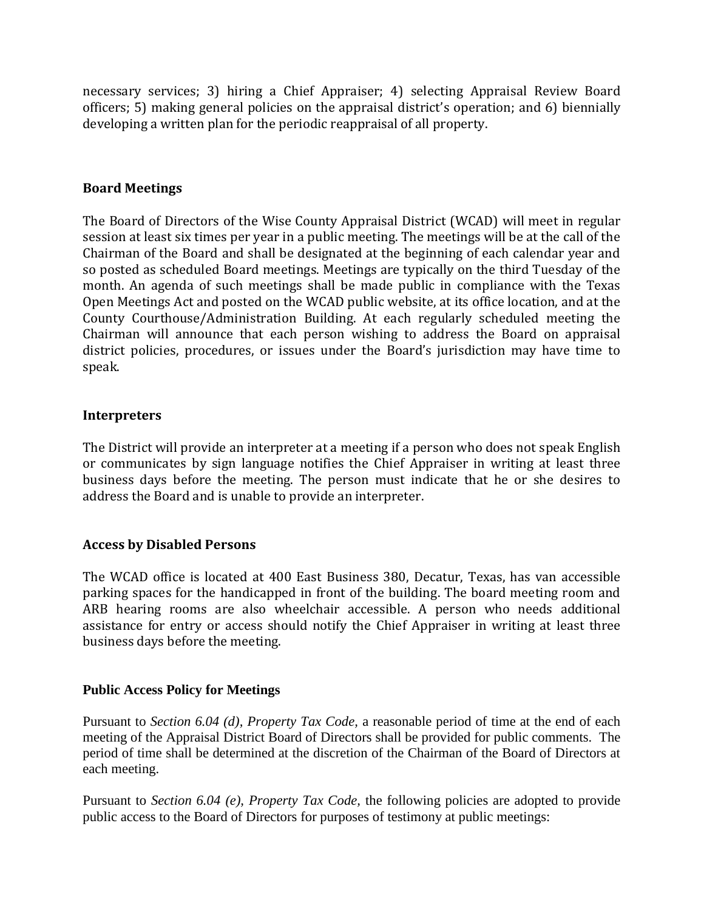necessary services; 3) hiring a Chief Appraiser; 4) selecting Appraisal Review Board officers; 5) making general policies on the appraisal district's operation; and 6) biennially developing a written plan for the periodic reappraisal of all property.

## Board Meetings

The Board of Directors of the Wise County Appraisal District (WCAD) will meet in regular session at least six times per year in a public meeting. The meetings will be at the call of the Chairman of the Board and shall be designated at the beginning of each calendar year and so posted as scheduled Board meetings. Meetings are typically on the third Tuesday of the month. An agenda of such meetings shall be made public in compliance with the Texas Open Meetings Act and posted on the WCAD public website, at its office location, and at the County Courthouse/Administration Building. At each regularly scheduled meeting the Chairman will announce that each person wishing to address the Board on appraisal district policies, procedures, or issues under the Board's jurisdiction may have time to speak.

## Interpreters

The District will provide an interpreter at a meeting if a person who does not speak English or communicates by sign language notifies the Chief Appraiser in writing at least three business days before the meeting. The person must indicate that he or she desires to address the Board and is unable to provide an interpreter.

## Access by Disabled Persons

The WCAD office is located at 400 East Business 380, Decatur, Texas, has van accessible parking spaces for the handicapped in front of the building. The board meeting room and ARB hearing rooms are also wheelchair accessible. A person who needs additional assistance for entry or access should notify the Chief Appraiser in writing at least three business days before the meeting.

## Public Access Policy for Meetings

Pursuant to *Section 6.04 (d), Property Tax Code*, a reasonable period of time at the end of each meeting of the Appraisal District Board of Directors shall be provided for public comments. The period of time shall be determined at the discretion of the Chairman of the Board of Directors at each meeting.

Pursuant to *Section 6.04 (e), Property Tax Code*, the following policies are adopted to provide public access to the Board of Directors for purposes of testimony at public meetings: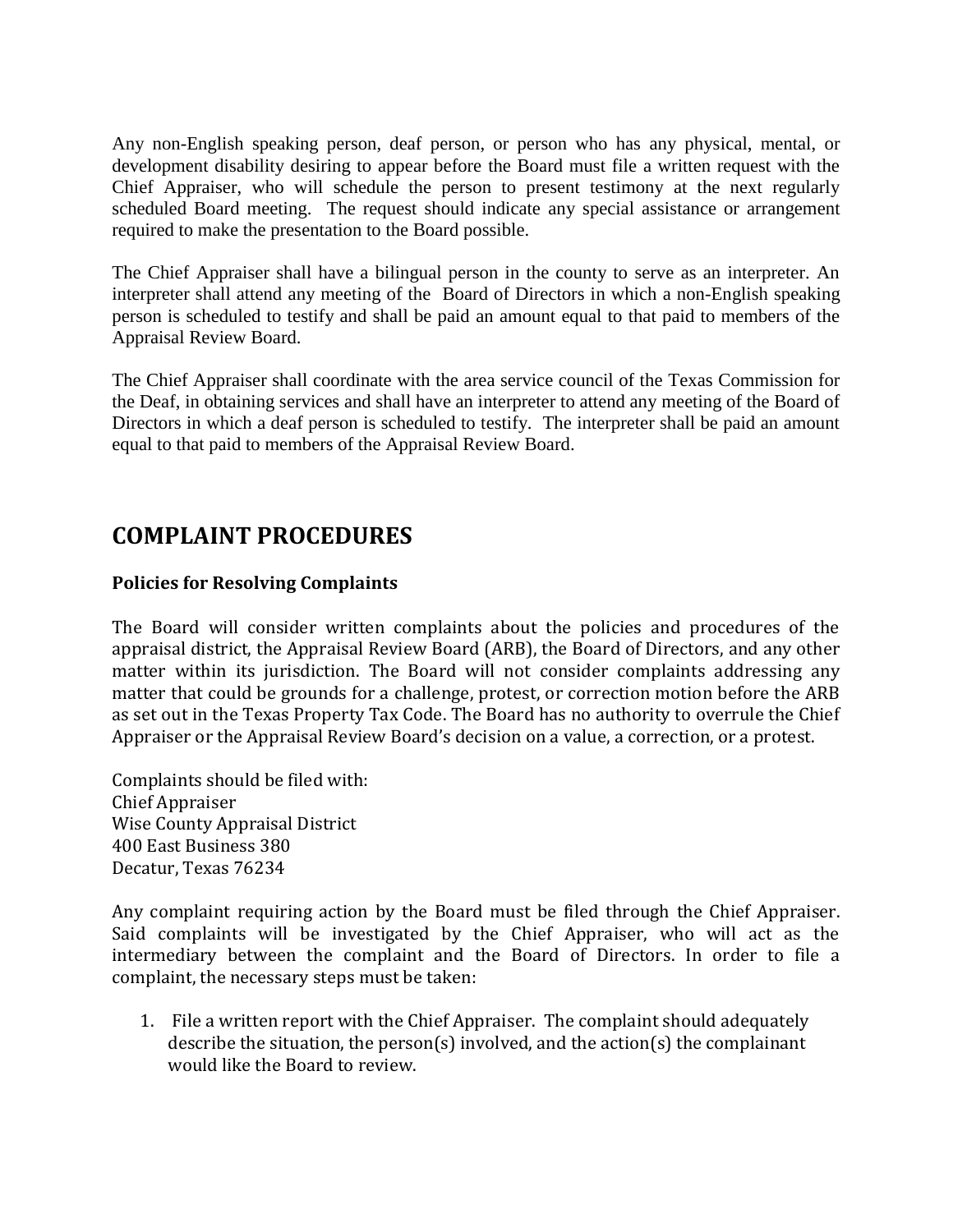Any non-English speaking person, deaf person, or person who has any physical, mental, or development disability desiring to appear before the Board must file a written request with the Chief Appraiser, who will schedule the person to present testimony at the next regularly scheduled Board meeting. The request should indicate any special assistance or arrangement required to make the presentation to the Board possible.

The Chief Appraiser shall have a bilingual person in the county to serve as an interpreter. An interpreter shall attend any meeting of the Board of Directors in which a non-English speaking person is scheduled to testify and shall be paid an amount equal to that paid to members of the Appraisal Review Board.

The Chief Appraiser shall coordinate with the area service council of the Texas Commission for the Deaf, in obtaining services and shall have an interpreter to attend any meeting of the Board of Directors in which a deaf person is scheduled to testify. The interpreter shall be paid an amount equal to that paid to members of the Appraisal Review Board.

## COMPLAINT PROCEDURES

**Policies for Resolving Complaints**

The Board will consider written complaints about the policies and procedures of the appraisal district, the Appraisal Review Board (ARB), the Board of Directors, and any other matter within its jurisdiction. The Board will not consider complaints addressing any matter that could be grounds for a challenge, protest, or correction motion before the ARB as set out in the Texas Property Tax Code. The Board has no authority to overrule the Chief Appraiser or the Appraisal Review Board's decision on a value, a correction, or a protest.

Complaints should be filed with:
Chief Appraiser
Wise County Appraisal District
400 East Business 380
Decatur, Texas 76234

Any complaint requiring action by the Board must be filed through the Chief Appraiser. Said complaints will be investigated by the Chief Appraiser, who will act as the intermediary between the complaint and the Board of Directors. In order to file a complaint, the necessary steps must be taken:

1. File a written report with the Chief Appraiser. The complaint should adequately describe the situation, the person(s) involved, and the action(s) the complainant would like the Board to review.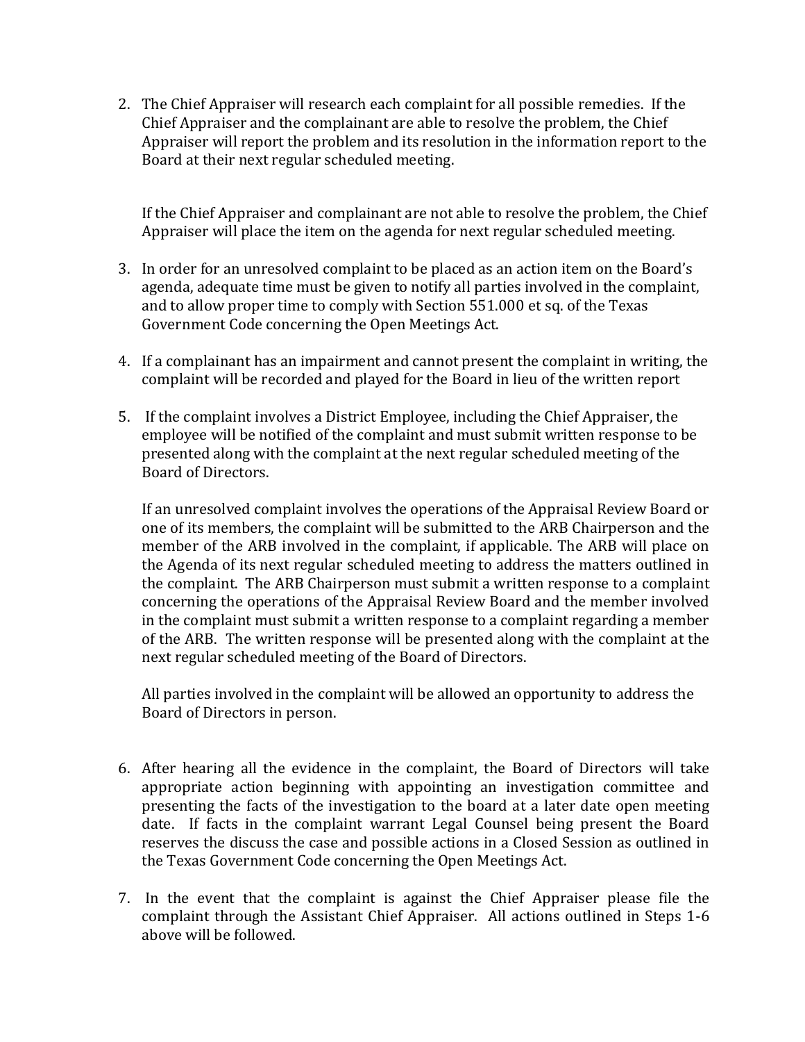2. The Chief Appraiser will research each complaint for all possible remedies. If the Chief Appraiser and the complainant are able to resolve the problem, the Chief Appraiser will report the problem and its resolution in the information report to the Board at their next regular scheduled meeting.

   If the Chief Appraiser and complainant are not able to resolve the problem, the Chief Appraiser will place the item on the agenda for next regular scheduled meeting.

3. In order for an unresolved complaint to be placed as an action item on the Board's agenda, adequate time must be given to notify all parties involved in the complaint, and to allow proper time to comply with Section 551.000 et sq. of the Texas Government Code concerning the Open Meetings Act.

4. If a complainant has an impairment and cannot present the complaint in writing, the complaint will be recorded and played for the Board in lieu of the written report

5. If the complaint involves a District Employee, including the Chief Appraiser, the employee will be notified of the complaint and must submit written response to be presented along with the complaint at the next regular scheduled meeting of the Board of Directors.

   If an unresolved complaint involves the operations of the Appraisal Review Board or one of its members, the complaint will be submitted to the ARB Chairperson and the member of the ARB involved in the complaint, if applicable. The ARB will place on the Agenda of its next regular scheduled meeting to address the matters outlined in the complaint. The ARB Chairperson must submit a written response to a complaint concerning the operations of the Appraisal Review Board and the member involved in the complaint must submit a written response to a complaint regarding a member of the ARB. The written response will be presented along with the complaint at the next regular scheduled meeting of the Board of Directors.

   All parties involved in the complaint will be allowed an opportunity to address the Board of Directors in person.

6. After hearing all the evidence in the complaint, the Board of Directors will take appropriate action beginning with appointing an investigation committee and presenting the facts of the investigation to the board at a later date open meeting date. If facts in the complaint warrant Legal Counsel being present the Board reserves the discuss the case and possible actions in a Closed Session as outlined in the Texas Government Code concerning the Open Meetings Act.

7. In the event that the complaint is against the Chief Appraiser please file the complaint through the Assistant Chief Appraiser. All actions outlined in Steps 1-6 above will be followed.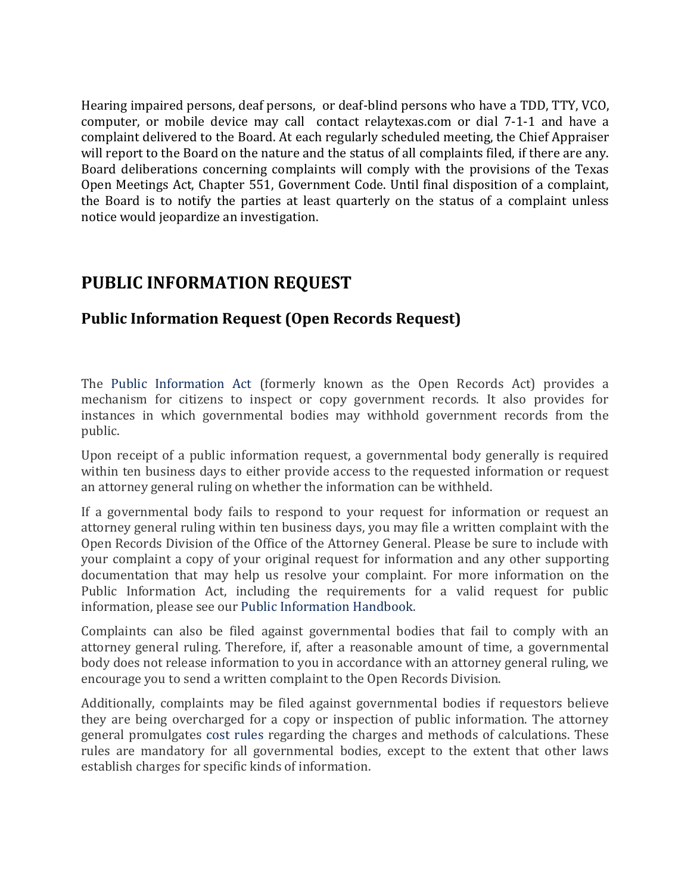Hearing impaired persons, deaf persons, or deaf-blind persons who have a TDD, TTY, VCO, computer, or mobile device may call contact relaytexas.com or dial 7-1-1 and have a complaint delivered to the Board. At each regularly scheduled meeting, the Chief Appraiser will report to the Board on the nature and the status of all complaints filed, if there are any. Board deliberations concerning complaints will comply with the provisions of the Texas Open Meetings Act, Chapter 551, Government Code. Until final disposition of a complaint, the Board is to notify the parties at least quarterly on the status of a complaint unless notice would jeopardize an investigation.

# PUBLIC INFORMATION REQUEST

## Public Information Request (Open Records Request)

The Public Information Act (formerly known as the Open Records Act) provides a mechanism for citizens to inspect or copy government records. It also provides for instances in which governmental bodies may withhold government records from the public.

Upon receipt of a public information request, a governmental body generally is required within ten business days to either provide access to the requested information or request an attorney general ruling on whether the information can be withheld.

If a governmental body fails to respond to your request for information or request an attorney general ruling within ten business days, you may file a written complaint with the Open Records Division of the Office of the Attorney General. Please be sure to include with your complaint a copy of your original request for information and any other supporting documentation that may help us resolve your complaint. For more information on the Public Information Act, including the requirements for a valid request for public information, please see our Public Information Handbook.

Complaints can also be filed against governmental bodies that fail to comply with an attorney general ruling. Therefore, if, after a reasonable amount of time, a governmental body does not release information to you in accordance with an attorney general ruling, we encourage you to send a written complaint to the Open Records Division.

Additionally, complaints may be filed against governmental bodies if requestors believe they are being overcharged for a copy or inspection of public information. The attorney general promulgates cost rules regarding the charges and methods of calculations. These rules are mandatory for all governmental bodies, except to the extent that other laws establish charges for specific kinds of information.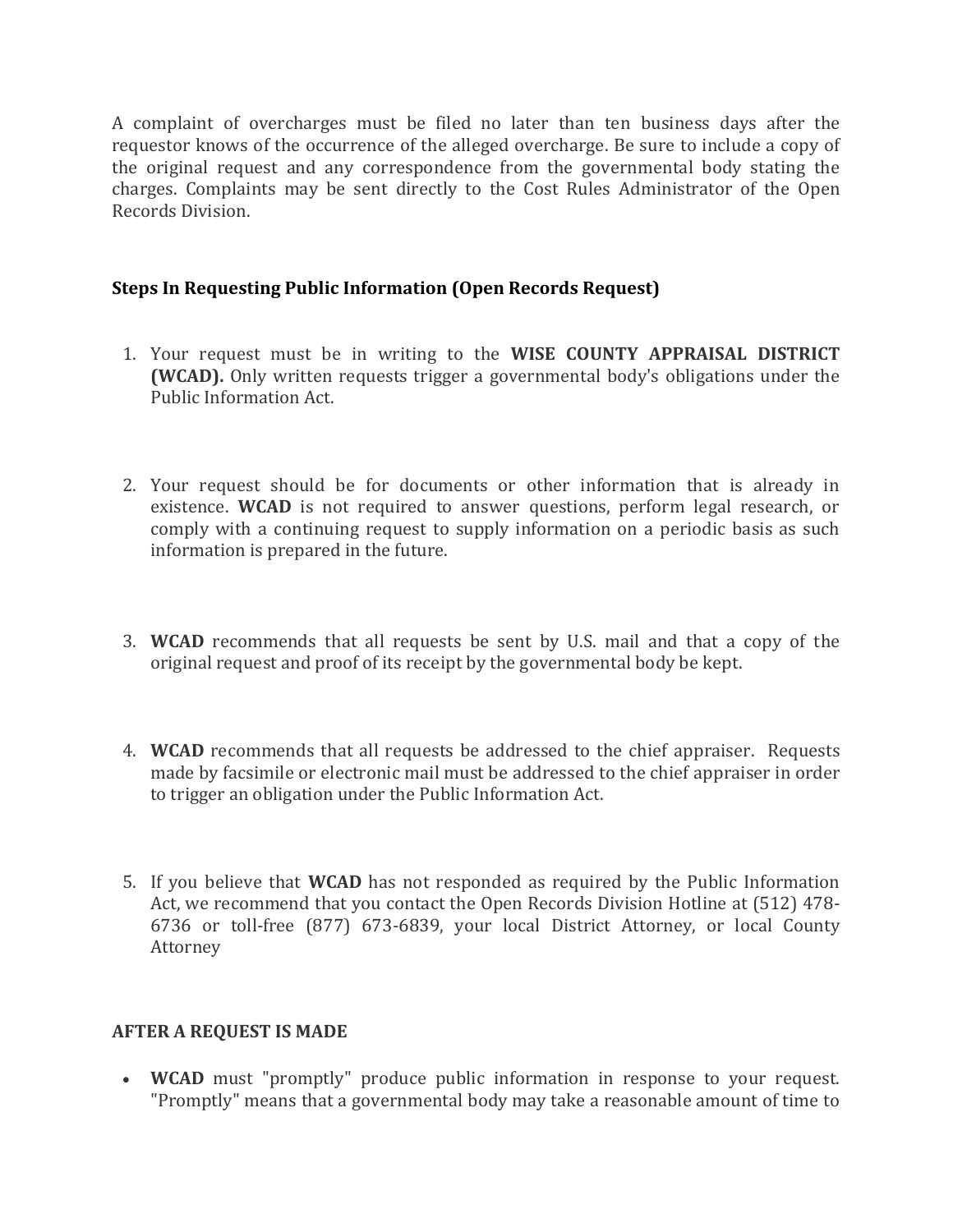A complaint of overcharges must be filed no later than ten business days after the requestor knows of the occurrence of the alleged overcharge. Be sure to include a copy of the original request and any correspondence from the governmental body stating the charges. Complaints may be sent directly to the Cost Rules Administrator of the Open Records Division.

**Steps In Requesting Public Information (Open Records Request)**

1. Your request must be in writing to the **WISE COUNTY APPRAISAL DISTRICT (WCAD).** Only written requests trigger a governmental body's obligations under the Public Information Act.

2. Your request should be for documents or other information that is already in existence. **WCAD** is not required to answer questions, perform legal research, or comply with a continuing request to supply information on a periodic basis as such information is prepared in the future.

3. **WCAD** recommends that all requests be sent by U.S. mail and that a copy of the original request and proof of its receipt by the governmental body be kept.

4. **WCAD** recommends that all requests be addressed to the chief appraiser. Requests made by facsimile or electronic mail must be addressed to the chief appraiser in order to trigger an obligation under the Public Information Act.

5. If you believe that **WCAD** has not responded as required by the Public Information Act, we recommend that you contact the Open Records Division Hotline at (512) 478-6736 or toll-free (877) 673-6839, your local District Attorney, or local County Attorney

**AFTER A REQUEST IS MADE**

- **WCAD** must "promptly" produce public information in response to your request. "Promptly" means that a governmental body may take a reasonable amount of time to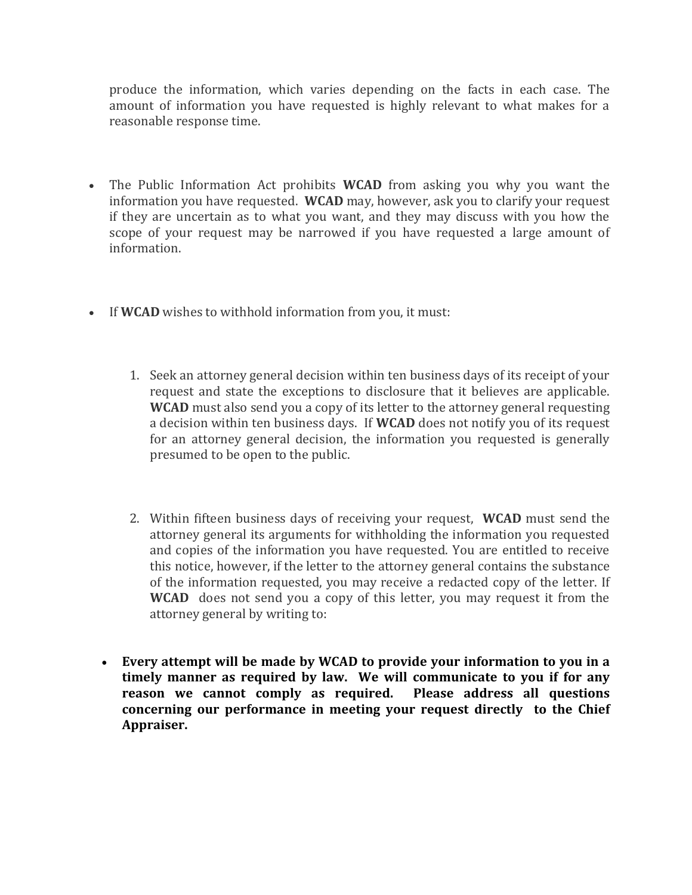produce the information, which varies depending on the facts in each case. The amount of information you have requested is highly relevant to what makes for a reasonable response time.

- The Public Information Act prohibits **WCAD** from asking you why you want the information you have requested. **WCAD** may, however, ask you to clarify your request if they are uncertain as to what you want, and they may discuss with you how the scope of your request may be narrowed if you have requested a large amount of information.

- If **WCAD** wishes to withhold information from you, it must:

  1. Seek an attorney general decision within ten business days of its receipt of your request and state the exceptions to disclosure that it believes are applicable. **WCAD** must also send you a copy of its letter to the attorney general requesting a decision within ten business days. If **WCAD** does not notify you of its request for an attorney general decision, the information you requested is generally presumed to be open to the public.

  2. Within fifteen business days of receiving your request, **WCAD** must send the attorney general its arguments for withholding the information you requested and copies of the information you have requested. You are entitled to receive this notice, however, if the letter to the attorney general contains the substance of the information requested, you may receive a redacted copy of the letter. If **WCAD** does not send you a copy of this letter, you may request it from the attorney general by writing to:

- **Every attempt will be made by WCAD to provide your information to you in a timely manner as required by law. We will communicate to you if for any reason we cannot comply as required. Please address all questions concerning our performance in meeting your request directly to the Chief Appraiser.**